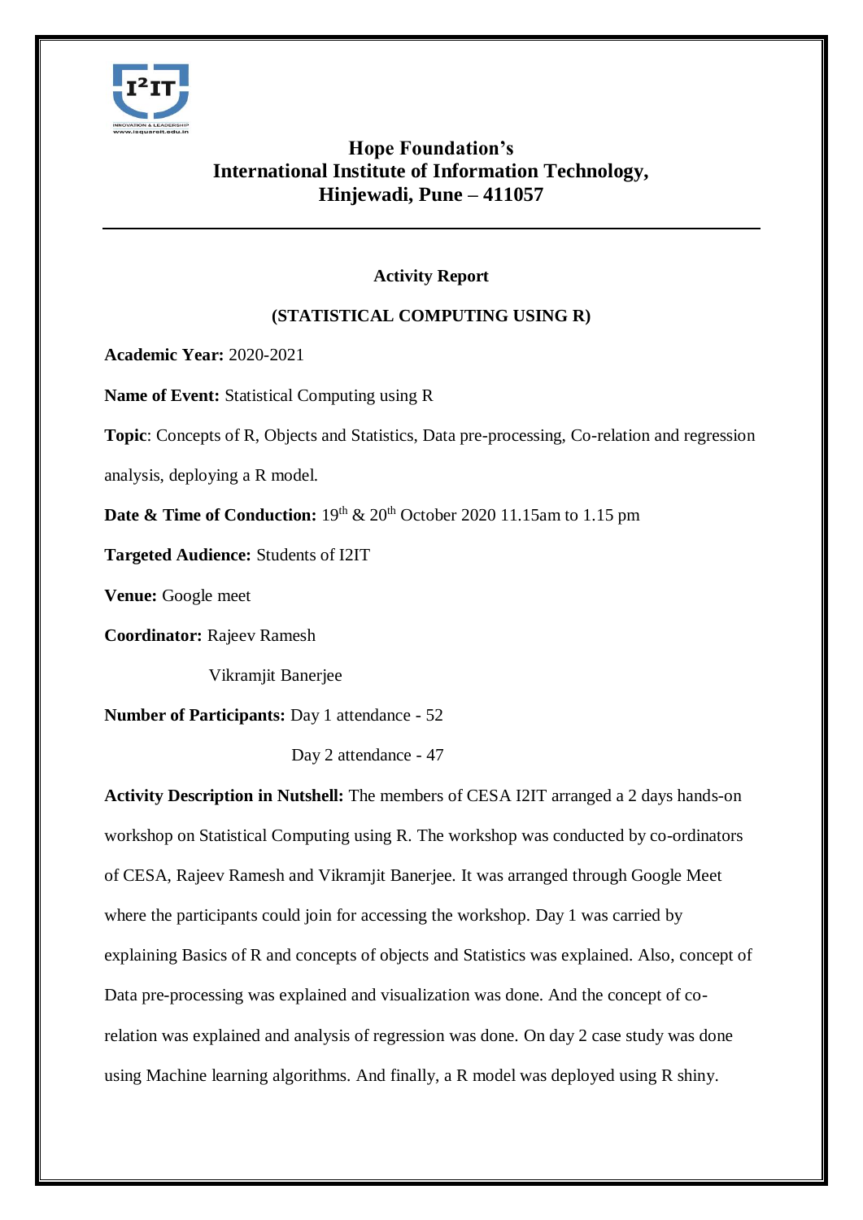# Hope Foundation's
# International Institute of Information Technology,
# Hinjewadi, Pune – 411057

---

**Activity Report**

**(STATISTICAL COMPUTING USING R)**

**Academic Year:** 2020-2021

**Name of Event:** Statistical Computing using R

**Topic**: Concepts of R, Objects and Statistics, Data pre-processing, Co-relation and regression analysis, deploying a R model.

**Date & Time of Conduction:** 19th & 20th October 2020 11.15am to 1.15 pm

**Targeted Audience:** Students of I2IT

**Venue:** Google meet

**Coordinator:** Rajeev Ramesh

Vikramjit Banerjee

**Number of Participants:** Day 1 attendance - 52

Day 2 attendance - 47

**Activity Description in Nutshell:** The members of CESA I2IT arranged a 2 days hands-on workshop on Statistical Computing using R. The workshop was conducted by co-ordinators of CESA, Rajeev Ramesh and Vikramjit Banerjee. It was arranged through Google Meet where the participants could join for accessing the workshop. Day 1 was carried by explaining Basics of R and concepts of objects and Statistics was explained. Also, concept of Data pre-processing was explained and visualization was done. And the concept of co-relation was explained and analysis of regression was done. On day 2 case study was done using Machine learning algorithms. And finally, a R model was deployed using R shiny.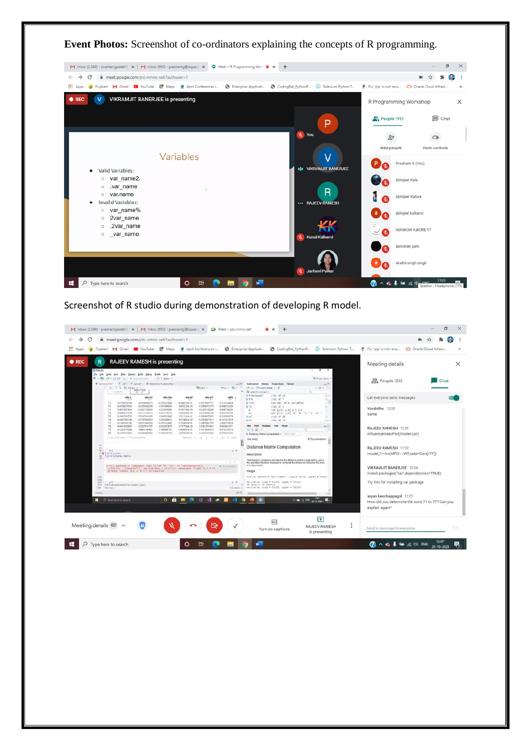**Event Photos:** Screenshot of co-ordinators explaining the concepts of R programming.

Screenshot of R studio during demonstration of developing R model.